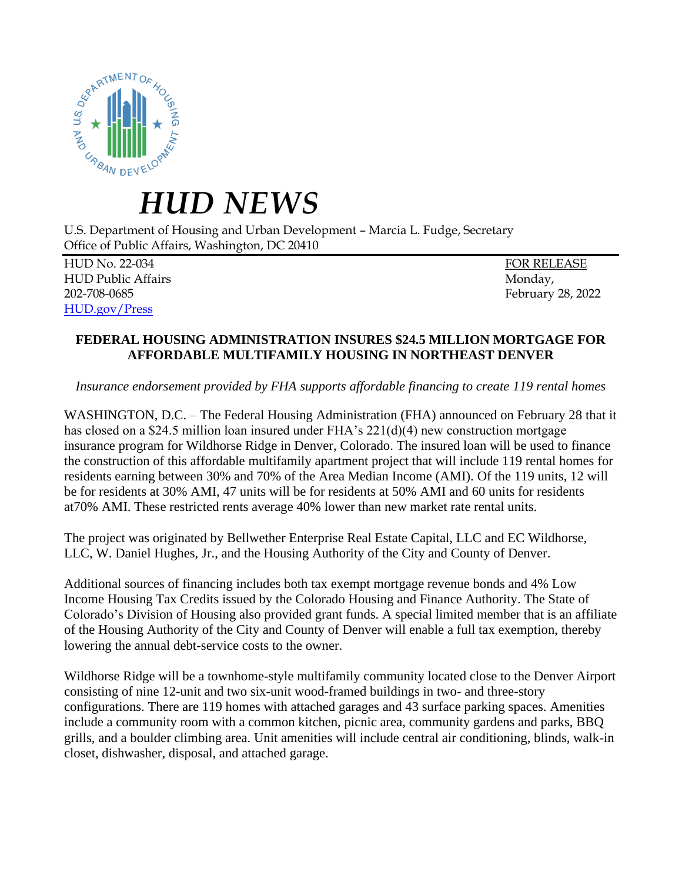# *HUD NEWS*

U.S. Department of Housing and Urban Development – Marcia L. Fudge, Secretary
Office of Public Affairs, Washington, DC 20410

| | |
|---|---|
| HUD No. 22-034 | FOR RELEASE |
| HUD Public Affairs | Monday, |
| 202-708-0685 | February 28, 2022 |
| HUD.gov/Press | |

**FEDERAL HOUSING ADMINISTRATION INSURES $24.5 MILLION MORTGAGE FOR AFFORDABLE MULTIFAMILY HOUSING IN NORTHEAST DENVER**

*Insurance endorsement provided by FHA supports affordable financing to create 119 rental homes*

WASHINGTON, D.C. – The Federal Housing Administration (FHA) announced on February 28 that it has closed on a $24.5 million loan insured under FHA's 221(d)(4) new construction mortgage insurance program for Wildhorse Ridge in Denver, Colorado. The insured loan will be used to finance the construction of this affordable multifamily apartment project that will include 119 rental homes for residents earning between 30% and 70% of the Area Median Income (AMI). Of the 119 units, 12 will be for residents at 30% AMI, 47 units will be for residents at 50% AMI and 60 units for residents at70% AMI. These restricted rents average 40% lower than new market rate rental units.

The project was originated by Bellwether Enterprise Real Estate Capital, LLC and EC Wildhorse, LLC, W. Daniel Hughes, Jr., and the Housing Authority of the City and County of Denver.

Additional sources of financing includes both tax exempt mortgage revenue bonds and 4% Low Income Housing Tax Credits issued by the Colorado Housing and Finance Authority. The State of Colorado's Division of Housing also provided grant funds. A special limited member that is an affiliate of the Housing Authority of the City and County of Denver will enable a full tax exemption, thereby lowering the annual debt-service costs to the owner.

Wildhorse Ridge will be a townhome-style multifamily community located close to the Denver Airport consisting of nine 12-unit and two six-unit wood-framed buildings in two- and three-story configurations. There are 119 homes with attached garages and 43 surface parking spaces. Amenities include a community room with a common kitchen, picnic area, community gardens and parks, BBQ grills, and a boulder climbing area. Unit amenities will include central air conditioning, blinds, walk-in closet, dishwasher, disposal, and attached garage.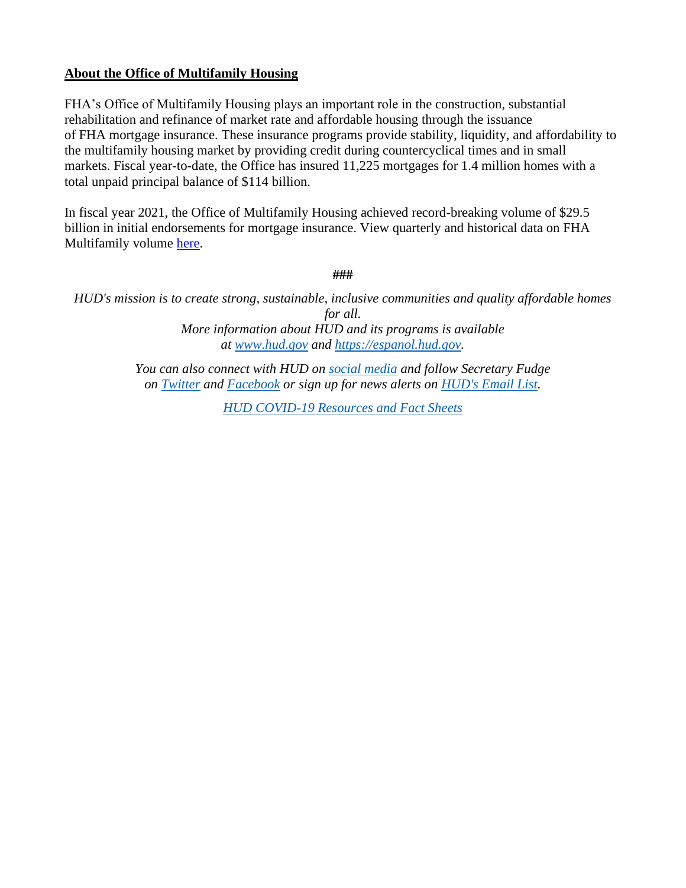**About the Office of Multifamily Housing**

FHA's Office of Multifamily Housing plays an important role in the construction, substantial rehabilitation and refinance of market rate and affordable housing through the issuance of FHA mortgage insurance. These insurance programs provide stability, liquidity, and affordability to the multifamily housing market by providing credit during countercyclical times and in small markets. Fiscal year-to-date, the Office has insured 11,225 mortgages for 1.4 million homes with a total unpaid principal balance of $114 billion.

In fiscal year 2021, the Office of Multifamily Housing achieved record-breaking volume of $29.5 billion in initial endorsements for mortgage insurance. View quarterly and historical data on FHA Multifamily volume here.

###

*HUD's mission is to create strong, sustainable, inclusive communities and quality affordable homes for all.*
*More information about HUD and its programs is available at www.hud.gov and https://espanol.hud.gov.*

*You can also connect with HUD on social media and follow Secretary Fudge on Twitter and Facebook or sign up for news alerts on HUD's Email List.*

*HUD COVID-19 Resources and Fact Sheets*